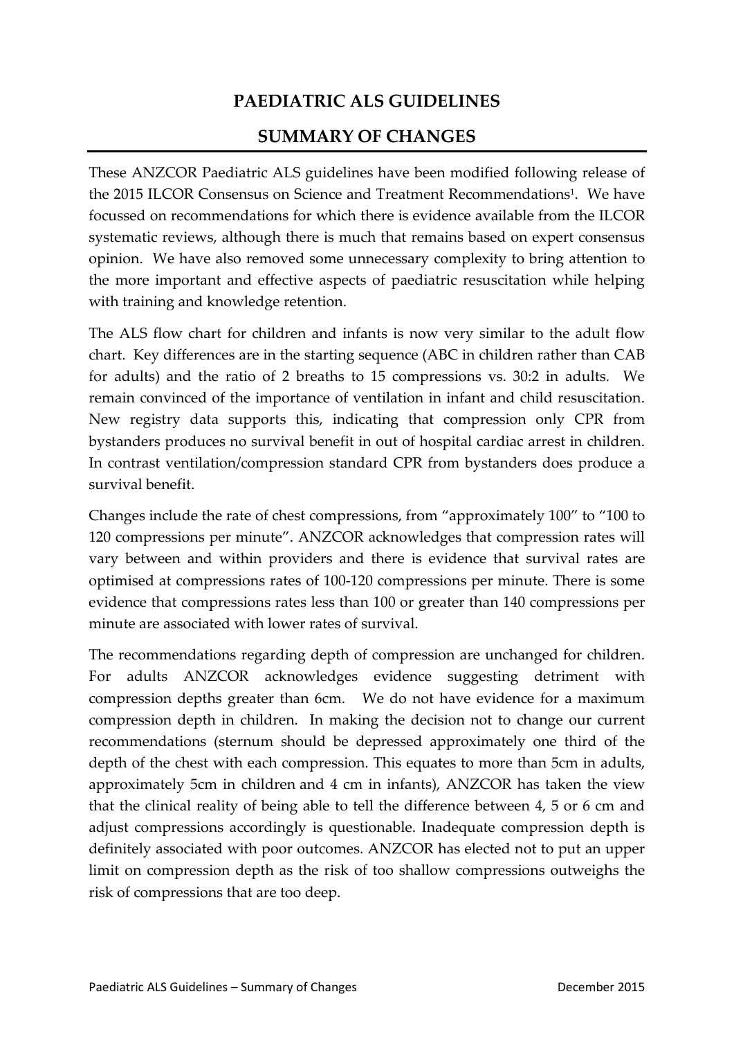# PAEDIATRIC ALS GUIDELINES

## SUMMARY OF CHANGES

These ANZCOR Paediatric ALS guidelines have been modified following release of the 2015 ILCOR Consensus on Science and Treatment Recommendations[1]. We have focussed on recommendations for which there is evidence available from the ILCOR systematic reviews, although there is much that remains based on expert consensus opinion. We have also removed some unnecessary complexity to bring attention to the more important and effective aspects of paediatric resuscitation while helping with training and knowledge retention.

The ALS flow chart for children and infants is now very similar to the adult flow chart. Key differences are in the starting sequence (ABC in children rather than CAB for adults) and the ratio of 2 breaths to 15 compressions vs. 30:2 in adults. We remain convinced of the importance of ventilation in infant and child resuscitation. New registry data supports this, indicating that compression only CPR from bystanders produces no survival benefit in out of hospital cardiac arrest in children. In contrast ventilation/compression standard CPR from bystanders does produce a survival benefit.

Changes include the rate of chest compressions, from "approximately 100" to "100 to 120 compressions per minute". ANZCOR acknowledges that compression rates will vary between and within providers and there is evidence that survival rates are optimised at compressions rates of 100-120 compressions per minute. There is some evidence that compressions rates less than 100 or greater than 140 compressions per minute are associated with lower rates of survival.

The recommendations regarding depth of compression are unchanged for children. For adults ANZCOR acknowledges evidence suggesting detriment with compression depths greater than 6cm. We do not have evidence for a maximum compression depth in children. In making the decision not to change our current recommendations (sternum should be depressed approximately one third of the depth of the chest with each compression. This equates to more than 5cm in adults, approximately 5cm in children and 4 cm in infants), ANZCOR has taken the view that the clinical reality of being able to tell the difference between 4, 5 or 6 cm and adjust compressions accordingly is questionable. Inadequate compression depth is definitely associated with poor outcomes. ANZCOR has elected not to put an upper limit on compression depth as the risk of too shallow compressions outweighs the risk of compressions that are too deep.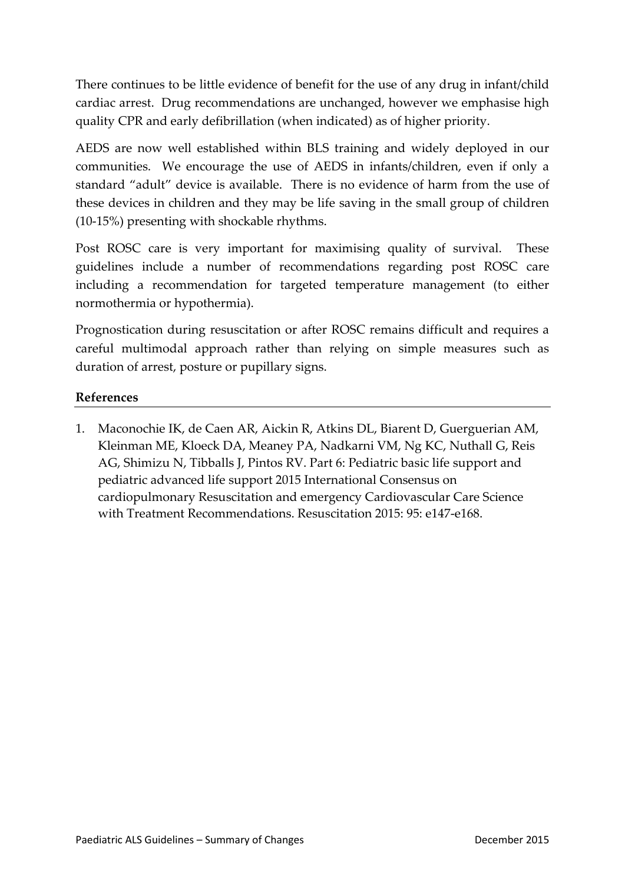There continues to be little evidence of benefit for the use of any drug in infant/child cardiac arrest. Drug recommendations are unchanged, however we emphasise high quality CPR and early defibrillation (when indicated) as of higher priority.

AEDS are now well established within BLS training and widely deployed in our communities. We encourage the use of AEDS in infants/children, even if only a standard "adult" device is available. There is no evidence of harm from the use of these devices in children and they may be life saving in the small group of children (10-15%) presenting with shockable rhythms.

Post ROSC care is very important for maximising quality of survival. These guidelines include a number of recommendations regarding post ROSC care including a recommendation for targeted temperature management (to either normothermia or hypothermia).

Prognostication during resuscitation or after ROSC remains difficult and requires a careful multimodal approach rather than relying on simple measures such as duration of arrest, posture or pupillary signs.

**References**

1. Maconochie IK, de Caen AR, Aickin R, Atkins DL, Biarent D, Guerguerian AM, Kleinman ME, Kloeck DA, Meaney PA, Nadkarni VM, Ng KC, Nuthall G, Reis AG, Shimizu N, Tibballs J, Pintos RV. Part 6: Pediatric basic life support and pediatric advanced life support 2015 International Consensus on cardiopulmonary Resuscitation and emergency Cardiovascular Care Science with Treatment Recommendations. Resuscitation 2015: 95: e147-e168.